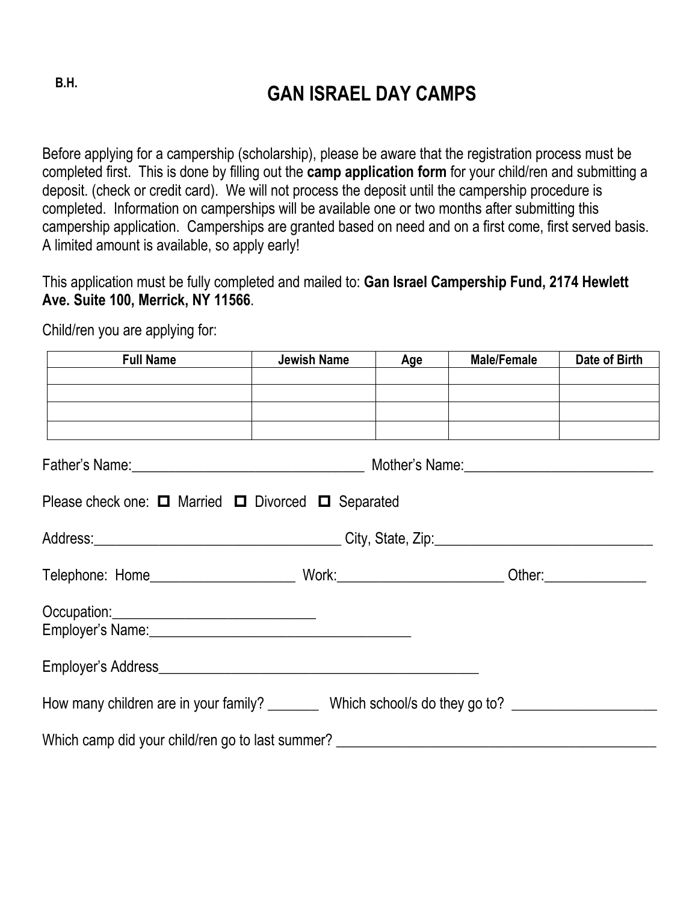B.H.

# GAN ISRAEL DAY CAMPS

Before applying for a campership (scholarship), please be aware that the registration process must be completed first. This is done by filling out the **camp application form** for your child/ren and submitting a deposit. (check or credit card). We will not process the deposit until the campership procedure is completed. Information on camperships will be available one or two months after submitting this campership application. Camperships are granted based on need and on a first come, first served basis. A limited amount is available, so apply early!

This application must be fully completed and mailed to: **Gan Israel Campership Fund, 2174 Hewlett Ave. Suite 100, Merrick, NY 11566**.

Child/ren you are applying for:

| Full Name | Jewish Name | Age | Male/Female | Date of Birth |
|---|---|---|---|---|
| | | | | |
| | | | | |
| | | | | |
| | | | | |

Father's Name:________________________________ Mother's Name:__________________________

Please check one: ☐ Married ☐ Divorced ☐ Separated

Address:_________________________________ City, State, Zip:______________________________

Telephone: Home___________________ Work:______________________ Other:______________

Occupation:___________________________
Employer's Name:___________________________________

Employer's Address____________________________________________

How many children are in your family? _______ Which school/s do they go to? ___________________

Which camp did your child/ren go to last summer? ____________________________________________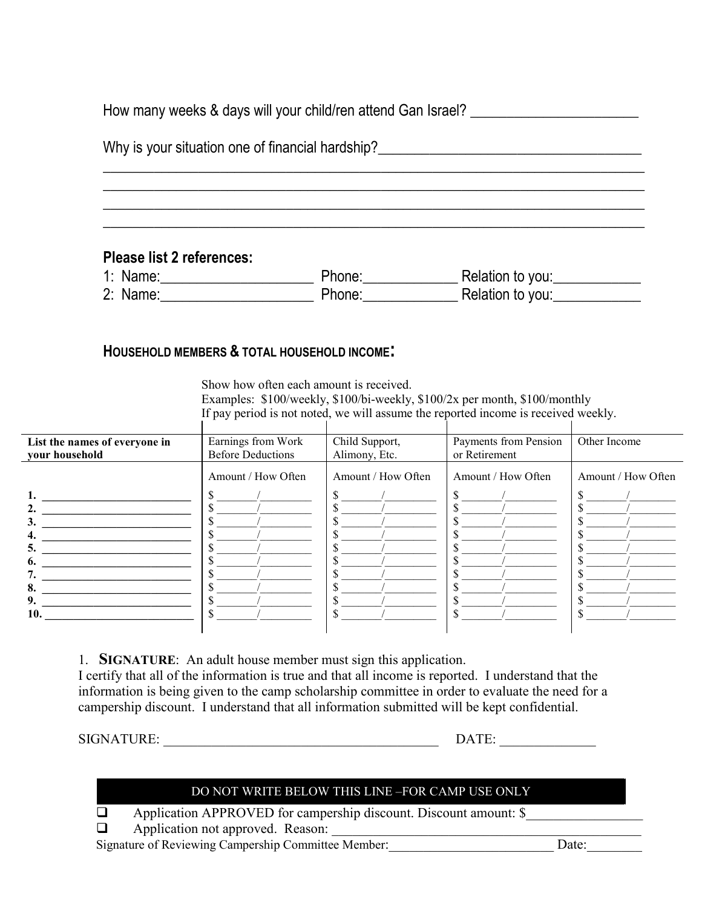How many weeks & days will your child/ren attend Gan Israel? ______________________

Why is your situation one of financial hardship?___________________________________
__________________________________________________________________________
__________________________________________________________________________
__________________________________________________________________________
__________________________________________________________________________

**Please list 2 references:**

1: Name:____________________ Phone:____________ Relation to you:___________
2: Name:____________________ Phone:____________ Relation to you:___________

### HOUSEHOLD MEMBERS & TOTAL HOUSEHOLD INCOME:

Show how often each amount is received.
Examples: $100/weekly, $100/bi-weekly, $100/2x per month, $100/monthly
If pay period is not noted, we will assume the reported income is received weekly.

| **List the names of everyone in your household** | Earnings from Work Before Deductions | Child Support, Alimony, Etc. | Payments from Pension or Retirement | Other Income |
|---|---|---|---|---|
| | Amount / How Often | Amount / How Often | Amount / How Often | Amount / How Often |
| **1.** ______________________ | $ _______/_________ | $ _______/_________ | $ _______/_________ | $ _______/_________ |
| **2.** ______________________ | $ _______/_________ | $ _______/_________ | $ _______/_________ | $ _______/_________ |
| **3.** ______________________ | $ _______/_________ | $ _______/_________ | $ _______/_________ | $ _______/_________ |
| **4.** ______________________ | $ _______/_________ | $ _______/_________ | $ _______/_________ | $ _______/_________ |
| **5.** ______________________ | $ _______/_________ | $ _______/_________ | $ _______/_________ | $ _______/_________ |
| **6.** ______________________ | $ _______/_________ | $ _______/_________ | $ _______/_________ | $ _______/_________ |
| **7.** ______________________ | $ _______/_________ | $ _______/_________ | $ _______/_________ | $ _______/_________ |
| **8.** ______________________ | $ _______/_________ | $ _______/_________ | $ _______/_________ | $ _______/_________ |
| **9.** ______________________ | $ _______/_________ | $ _______/_________ | $ _______/_________ | $ _______/_________ |
| **10.** ______________________ | $ _______/_________ | $ _______/_________ | $ _______/_________ | $ _______/_________ |

1. **SIGNATURE**: An adult house member must sign this application.

I certify that all of the information is true and that all income is reported. I understand that the information is being given to the camp scholarship committee in order to evaluate the need for a campership discount. I understand that all information submitted will be kept confidential.

SIGNATURE: ________________________________________ DATE: _____________

DO NOT WRITE BELOW THIS LINE –FOR CAMP USE ONLY

- ☐ Application APPROVED for campership discount. Discount amount: $________________
- ☐ Application not approved. Reason: ______________________________________________

Signature of Reviewing Campership Committee Member:_________________________ Date:________